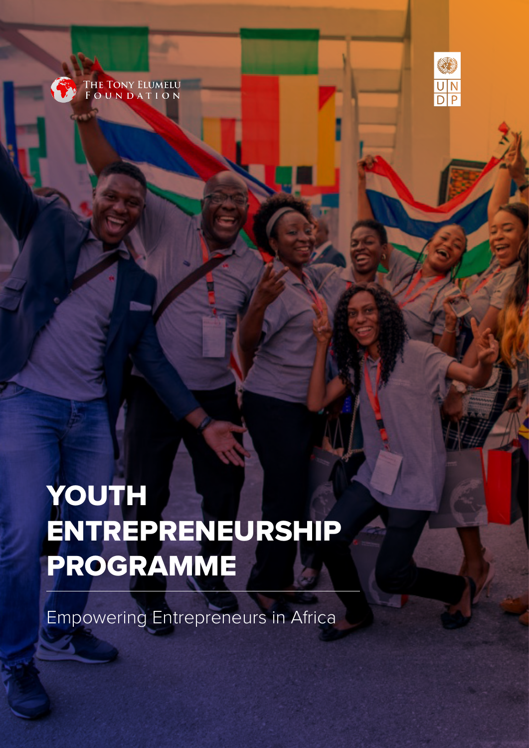The Tony Elumelu Foundation

UNDP

# YOUTH ENTREPRENEURSHIP PROGRAMME

Empowering Entrepreneurs in Africa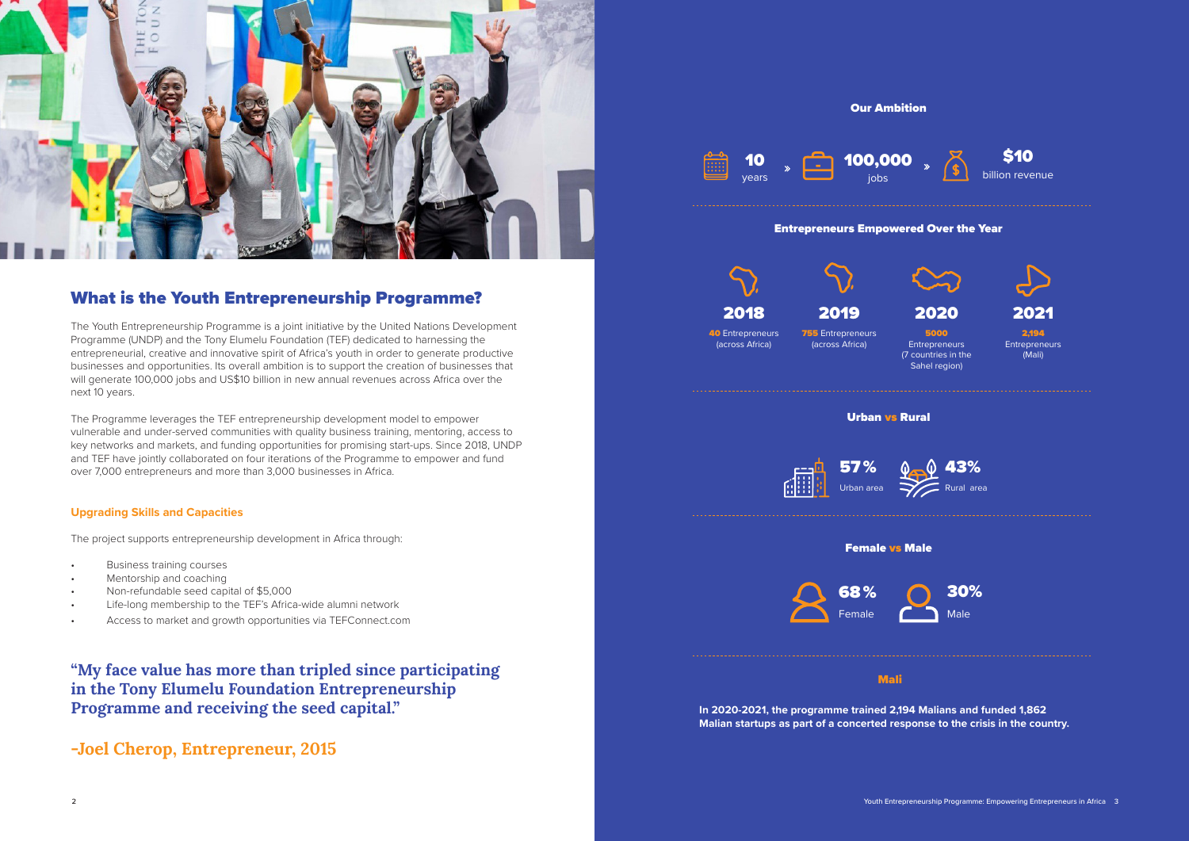## What is the Youth Entrepreneurship Programme?

The Youth Entrepreneurship Programme is a joint initiative by the United Nations Development Programme (UNDP) and the Tony Elumelu Foundation (TEF) dedicated to harnessing the entrepreneurial, creative and innovative spirit of Africa's youth in order to generate productive businesses and opportunities. Its overall ambition is to support the creation of businesses that will generate 100,000 jobs and US$10 billion in new annual revenues across Africa over the next 10 years.

The Programme leverages the TEF entrepreneurship development model to empower vulnerable and under-served communities with quality business training, mentoring, access to key networks and markets, and funding opportunities for promising start-ups. Since 2018, UNDP and TEF have jointly collaborated on four iterations of the Programme to empower and fund over 7,000 entrepreneurs and more than 3,000 businesses in Africa.

### Upgrading Skills and Capacities

The project supports entrepreneurship development in Africa through:

- Business training courses
- Mentorship and coaching
- Non-refundable seed capital of $5,000
- Life-long membership to the TEF's Africa-wide alumni network
- Access to market and growth opportunities via TEFConnect.com

> **"My face value has more than tripled since participating in the Tony Elumelu Foundation Entrepreneurship Programme and receiving the seed capital."**
>
> **-Joel Cherop, Entrepreneur, 2015**

### Our Ambition

**10** years » **100,000** jobs » **$10** billion revenue

### Entrepreneurs Empowered Over the Year

- **2018**: **40** Entrepreneurs (across Africa)
- **2019**: **755** Entrepreneurs (across Africa)
- **2020**: **5000** Entrepreneurs (7 countries in the Sahel region)
- **2021**: **2,194** Entrepreneurs (Mali)

### Urban vs Rural

- **57%** Urban area
- **43%** Rural area

### Female vs Male

- **68%** Female
- **30%** Male

### Mali

**In 2020-2021, the programme trained 2,194 Malians and funded 1,862 Malian startups as part of a concerted response to the crisis in the country.**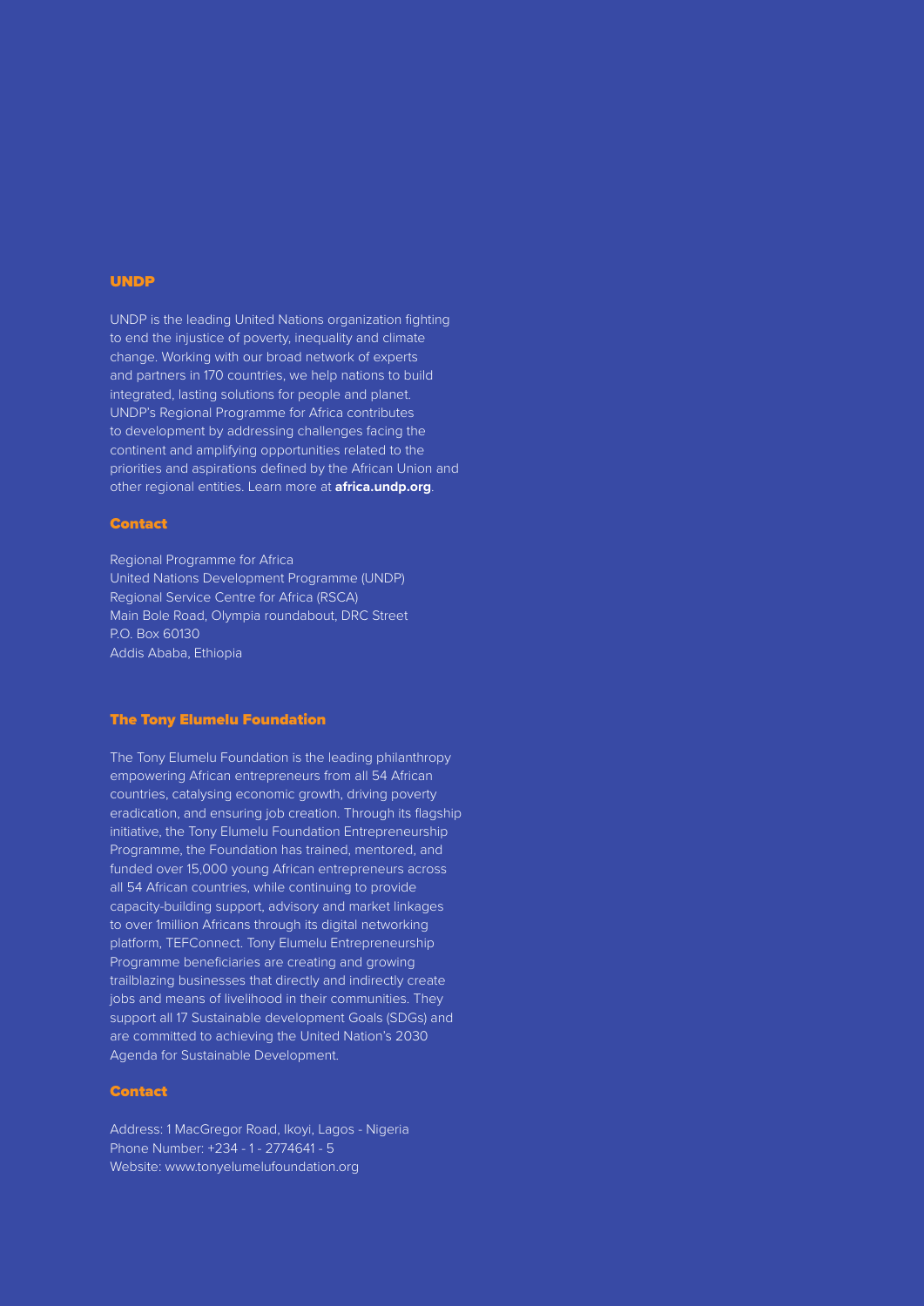## UNDP

UNDP is the leading United Nations organization fighting to end the injustice of poverty, inequality and climate change. Working with our broad network of experts and partners in 170 countries, we help nations to build integrated, lasting solutions for people and planet. UNDP's Regional Programme for Africa contributes to development by addressing challenges facing the continent and amplifying opportunities related to the priorities and aspirations defined by the African Union and other regional entities. Learn more at **africa.undp.org**.

### Contact

Regional Programme for Africa
United Nations Development Programme (UNDP)
Regional Service Centre for Africa (RSCA)
Main Bole Road, Olympia roundabout, DRC Street
P.O. Box 60130
Addis Ababa, Ethiopia

## The Tony Elumelu Foundation

The Tony Elumelu Foundation is the leading philanthropy empowering African entrepreneurs from all 54 African countries, catalysing economic growth, driving poverty eradication, and ensuring job creation. Through its flagship initiative, the Tony Elumelu Foundation Entrepreneurship Programme, the Foundation has trained, mentored, and funded over 15,000 young African entrepreneurs across all 54 African countries, while continuing to provide capacity-building support, advisory and market linkages to over 1million Africans through its digital networking platform, TEFConnect. Tony Elumelu Entrepreneurship Programme beneficiaries are creating and growing trailblazing businesses that directly and indirectly create jobs and means of livelihood in their communities. They support all 17 Sustainable development Goals (SDGs) and are committed to achieving the United Nation's 2030 Agenda for Sustainable Development.

### Contact

Address: 1 MacGregor Road, Ikoyi, Lagos - Nigeria
Phone Number: +234 - 1 - 2774641 - 5
Website: www.tonyelumelufoundation.org